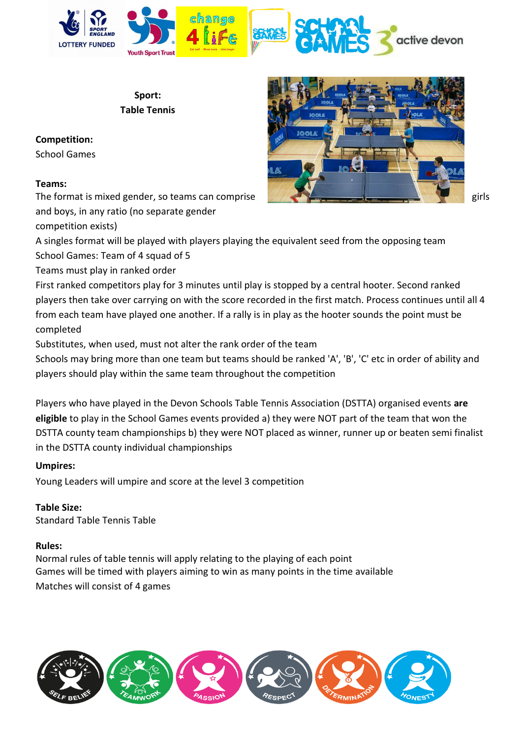**Sport:**
**Table Tennis**

**Competition:**
School Games

**Teams:**
The format is mixed gender, so teams can comprise girls and boys, in any ratio (no separate gender competition exists)
A singles format will be played with players playing the equivalent seed from the opposing team
School Games: Team of 4 squad of 5
Teams must play in ranked order
First ranked competitors play for 3 minutes until play is stopped by a central hooter. Second ranked players then take over carrying on with the score recorded in the first match. Process continues until all 4 from each team have played one another. If a rally is in play as the hooter sounds the point must be completed
Substitutes, when used, must not alter the rank order of the team
Schools may bring more than one team but teams should be ranked 'A', 'B', 'C' etc in order of ability and players should play within the same team throughout the competition

Players who have played in the Devon Schools Table Tennis Association (DSTTA) organised events **are eligible** to play in the School Games events provided a) they were NOT part of the team that won the DSTTA county team championships b) they were NOT placed as winner, runner up or beaten semi finalist in the DSTTA county individual championships

**Umpires:**
Young Leaders will umpire and score at the level 3 competition

**Table Size:**
Standard Table Tennis Table

**Rules:**
Normal rules of table tennis will apply relating to the playing of each point
Games will be timed with players aiming to win as many points in the time available
Matches will consist of 4 games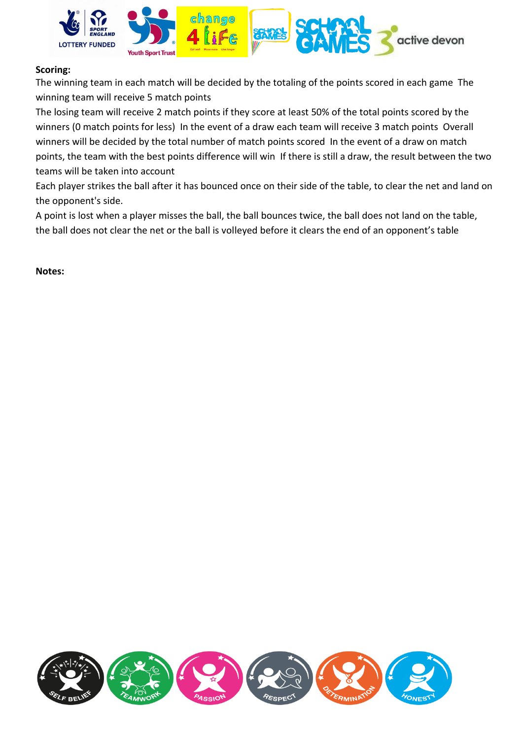**Scoring:**

The winning team in each match will be decided by the totaling of the points scored in each game The winning team will receive 5 match points

The losing team will receive 2 match points if they score at least 50% of the total points scored by the winners (0 match points for less) In the event of a draw each team will receive 3 match points Overall winners will be decided by the total number of match points scored In the event of a draw on match points, the team with the best points difference will win If there is still a draw, the result between the two teams will be taken into account

Each player strikes the ball after it has bounced once on their side of the table, to clear the net and land on the opponent's side.

A point is lost when a player misses the ball, the ball bounces twice, the ball does not land on the table, the ball does not clear the net or the ball is volleyed before it clears the end of an opponent's table

**Notes:**